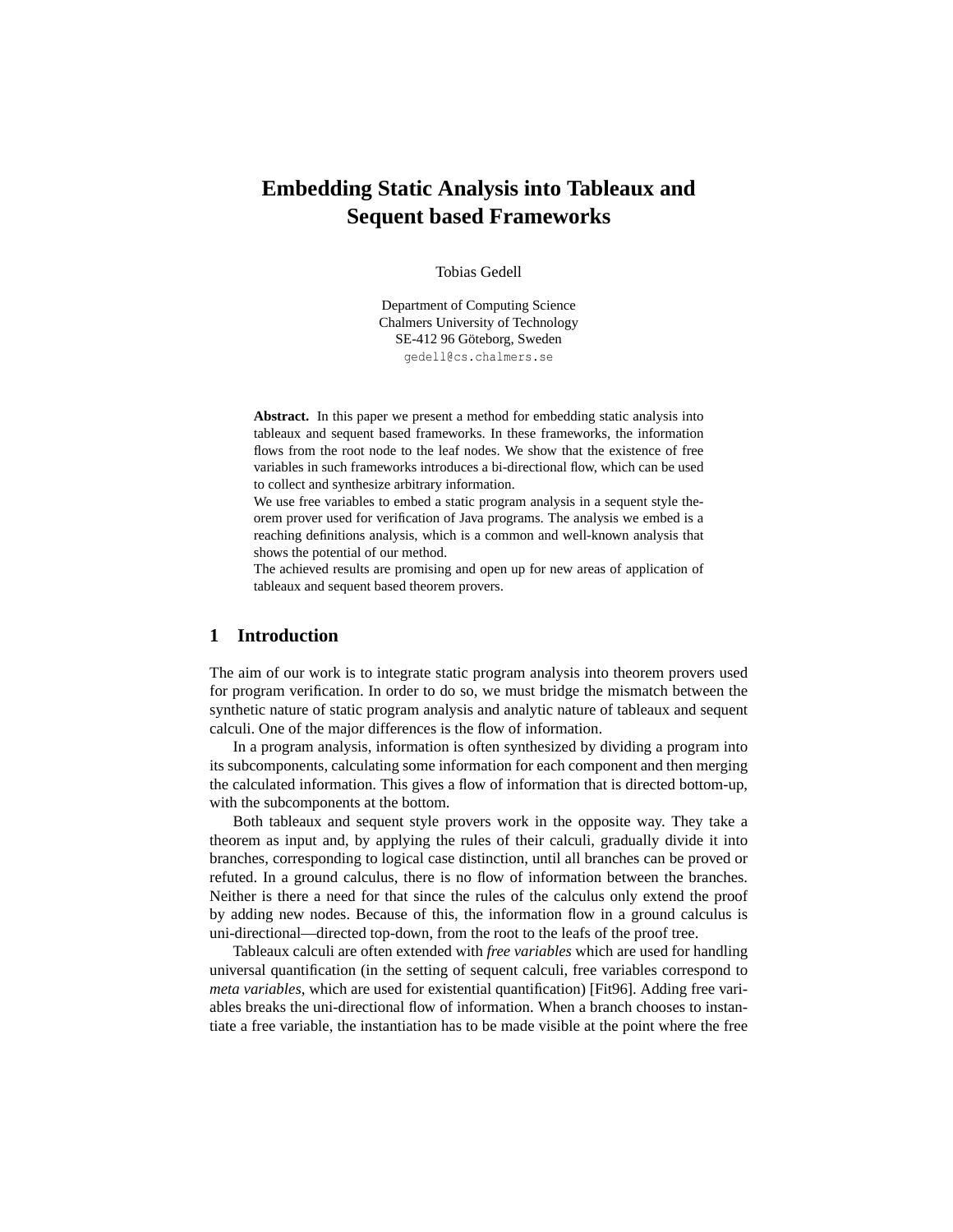# Embedding Static Analysis into Tableaux and Sequent based Frameworks

Tobias Gedell

Department of Computing Science
Chalmers University of Technology
SE-412 96 Göteborg, Sweden
gedell@cs.chalmers.se

**Abstract.** In this paper we present a method for embedding static analysis into tableaux and sequent based frameworks. In these frameworks, the information flows from the root node to the leaf nodes. We show that the existence of free variables in such frameworks introduces a bi-directional flow, which can be used to collect and synthesize arbitrary information.

We use free variables to embed a static program analysis in a sequent style theorem prover used for verification of Java programs. The analysis we embed is a reaching definitions analysis, which is a common and well-known analysis that shows the potential of our method.

The achieved results are promising and open up for new areas of application of tableaux and sequent based theorem provers.

## 1 Introduction

The aim of our work is to integrate static program analysis into theorem provers used for program verification. In order to do so, we must bridge the mismatch between the synthetic nature of static program analysis and analytic nature of tableaux and sequent calculi. One of the major differences is the flow of information.

In a program analysis, information is often synthesized by dividing a program into its subcomponents, calculating some information for each component and then merging the calculated information. This gives a flow of information that is directed bottom-up, with the subcomponents at the bottom.

Both tableaux and sequent style provers work in the opposite way. They take a theorem as input and, by applying the rules of their calculi, gradually divide it into branches, corresponding to logical case distinction, until all branches can be proved or refuted. In a ground calculus, there is no flow of information between the branches. Neither is there a need for that since the rules of the calculus only extend the proof by adding new nodes. Because of this, the information flow in a ground calculus is uni-directional—directed top-down, from the root to the leafs of the proof tree.

Tableaux calculi are often extended with *free variables* which are used for handling universal quantification (in the setting of sequent calculi, free variables correspond to *meta variables*, which are used for existential quantification) [Fit96]. Adding free variables breaks the uni-directional flow of information. When a branch chooses to instantiate a free variable, the instantiation has to be made visible at the point where the free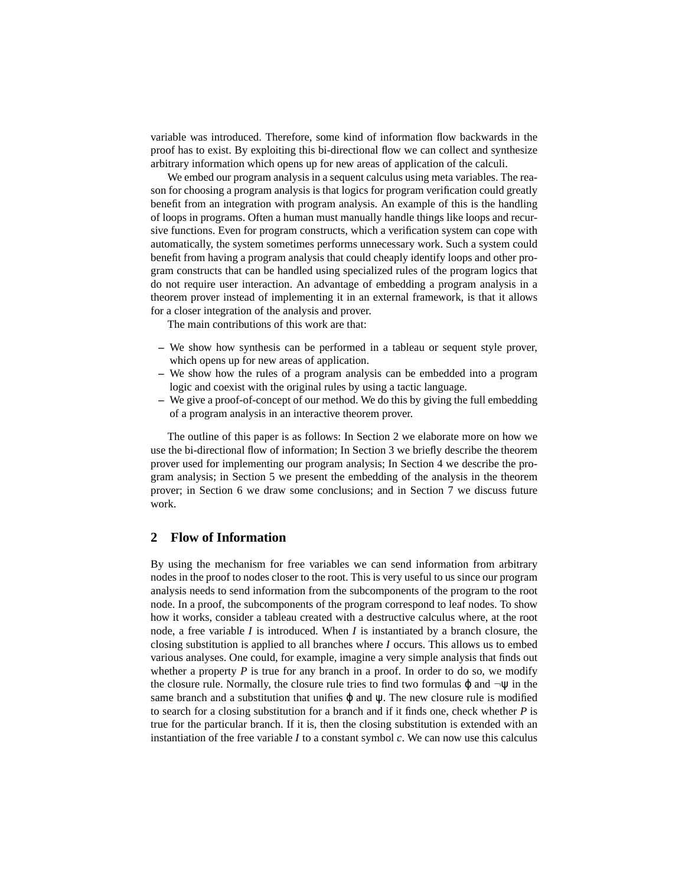variable was introduced. Therefore, some kind of information flow backwards in the proof has to exist. By exploiting this bi-directional flow we can collect and synthesize arbitrary information which opens up for new areas of application of the calculi.

We embed our program analysis in a sequent calculus using meta variables. The reason for choosing a program analysis is that logics for program verification could greatly benefit from an integration with program analysis. An example of this is the handling of loops in programs. Often a human must manually handle things like loops and recursive functions. Even for program constructs, which a verification system can cope with automatically, the system sometimes performs unnecessary work. Such a system could benefit from having a program analysis that could cheaply identify loops and other program constructs that can be handled using specialized rules of the program logics that do not require user interaction. An advantage of embedding a program analysis in a theorem prover instead of implementing it in an external framework, is that it allows for a closer integration of the analysis and prover.

The main contributions of this work are that:

- We show how synthesis can be performed in a tableau or sequent style prover, which opens up for new areas of application.
- We show how the rules of a program analysis can be embedded into a program logic and coexist with the original rules by using a tactic language.
- We give a proof-of-concept of our method. We do this by giving the full embedding of a program analysis in an interactive theorem prover.

The outline of this paper is as follows: In Section 2 we elaborate more on how we use the bi-directional flow of information; In Section 3 we briefly describe the theorem prover used for implementing our program analysis; In Section 4 we describe the program analysis; in Section 5 we present the embedding of the analysis in the theorem prover; in Section 6 we draw some conclusions; and in Section 7 we discuss future work.

## 2 Flow of Information

By using the mechanism for free variables we can send information from arbitrary nodes in the proof to nodes closer to the root. This is very useful to us since our program analysis needs to send information from the subcomponents of the program to the root node. In a proof, the subcomponents of the program correspond to leaf nodes. To show how it works, consider a tableau created with a destructive calculus where, at the root node, a free variable $I$ is introduced. When $I$ is instantiated by a branch closure, the closing substitution is applied to all branches where $I$ occurs. This allows us to embed various analyses. One could, for example, imagine a very simple analysis that finds out whether a property $P$ is true for any branch in a proof. In order to do so, we modify the closure rule. Normally, the closure rule tries to find two formulas $\varphi$ and $\neg\psi$ in the same branch and a substitution that unifies $\varphi$ and $\psi$. The new closure rule is modified to search for a closing substitution for a branch and if it finds one, check whether $P$ is true for the particular branch. If it is, then the closing substitution is extended with an instantiation of the free variable $I$ to a constant symbol $c$. We can now use this calculus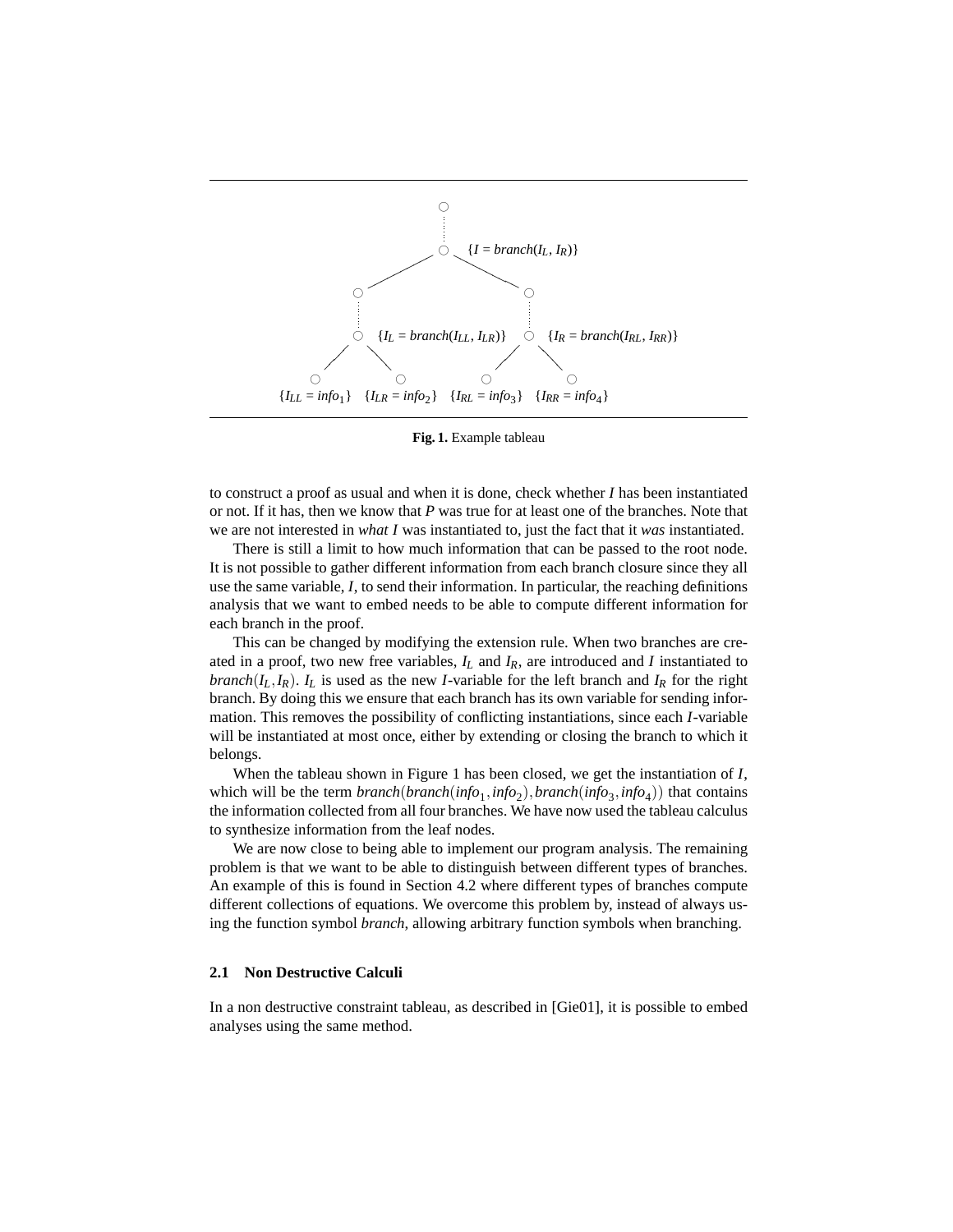Fig. 1. Example tableau

to construct a proof as usual and when it is done, check whether $I$ has been instantiated or not. If it has, then we know that $P$ was true for at least one of the branches. Note that we are not interested in *what* $I$ was instantiated to, just the fact that it *was* instantiated.

There is still a limit to how much information that can be passed to the root node. It is not possible to gather different information from each branch closure since they all use the same variable, $I$, to send their information. In particular, the reaching definitions analysis that we want to embed needs to be able to compute different information for each branch in the proof.

This can be changed by modifying the extension rule. When two branches are created in a proof, two new free variables, $I_L$ and $I_R$, are introduced and $I$ instantiated to $branch(I_L, I_R)$. $I_L$ is used as the new $I$-variable for the left branch and $I_R$ for the right branch. By doing this we ensure that each branch has its own variable for sending information. This removes the possibility of conflicting instantiations, since each $I$-variable will be instantiated at most once, either by extending or closing the branch to which it belongs.

When the tableau shown in Figure 1 has been closed, we get the instantiation of $I$, which will be the term $branch(branch(info_1, info_2), branch(info_3, info_4))$ that contains the information collected from all four branches. We have now used the tableau calculus to synthesize information from the leaf nodes.

We are now close to being able to implement our program analysis. The remaining problem is that we want to be able to distinguish between different types of branches. An example of this is found in Section 4.2 where different types of branches compute different collections of equations. We overcome this problem by, instead of always using the function symbol *branch*, allowing arbitrary function symbols when branching.

### 2.1 Non Destructive Calculi

In a non destructive constraint tableau, as described in [Gie01], it is possible to embed analyses using the same method.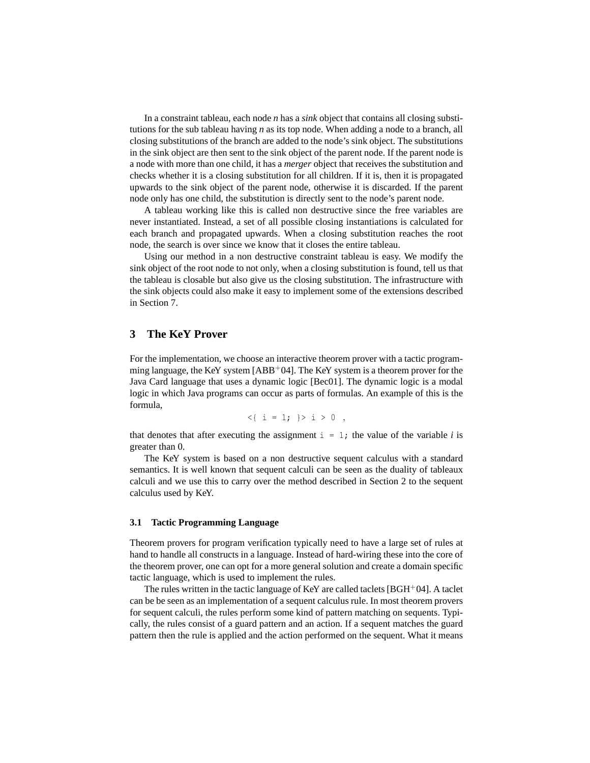In a constraint tableau, each node *n* has a *sink* object that contains all closing substitutions for the sub tableau having *n* as its top node. When adding a node to a branch, all closing substitutions of the branch are added to the node's sink object. The substitutions in the sink object are then sent to the sink object of the parent node. If the parent node is a node with more than one child, it has a *merger* object that receives the substitution and checks whether it is a closing substitution for all children. If it is, then it is propagated upwards to the sink object of the parent node, otherwise it is discarded. If the parent node only has one child, the substitution is directly sent to the node's parent node.

A tableau working like this is called non destructive since the free variables are never instantiated. Instead, a set of all possible closing instantiations is calculated for each branch and propagated upwards. When a closing substitution reaches the root node, the search is over since we know that it closes the entire tableau.

Using our method in a non destructive constraint tableau is easy. We modify the sink object of the root node to not only, when a closing substitution is found, tell us that the tableau is closable but also give us the closing substitution. The infrastructure with the sink objects could also make it easy to implement some of the extensions described in Section 7.

## 3 The KeY Prover

For the implementation, we choose an interactive theorem prover with a tactic programming language, the KeY system [ABB+04]. The KeY system is a theorem prover for the Java Card language that uses a dynamic logic [Bec01]. The dynamic logic is a modal logic in which Java programs can occur as parts of formulas. An example of this is the formula,

```
<{ i = 1; }> i > 0 ,
```

that denotes that after executing the assignment `i = 1;` the value of the variable *i* is greater than 0.

The KeY system is based on a non destructive sequent calculus with a standard semantics. It is well known that sequent calculi can be seen as the duality of tableaux calculi and we use this to carry over the method described in Section 2 to the sequent calculus used by KeY.

### 3.1 Tactic Programming Language

Theorem provers for program verification typically need to have a large set of rules at hand to handle all constructs in a language. Instead of hard-wiring these into the core of the theorem prover, one can opt for a more general solution and create a domain specific tactic language, which is used to implement the rules.

The rules written in the tactic language of KeY are called taclets [BGH+04]. A taclet can be be seen as an implementation of a sequent calculus rule. In most theorem provers for sequent calculi, the rules perform some kind of pattern matching on sequents. Typically, the rules consist of a guard pattern and an action. If a sequent matches the guard pattern then the rule is applied and the action performed on the sequent. What it means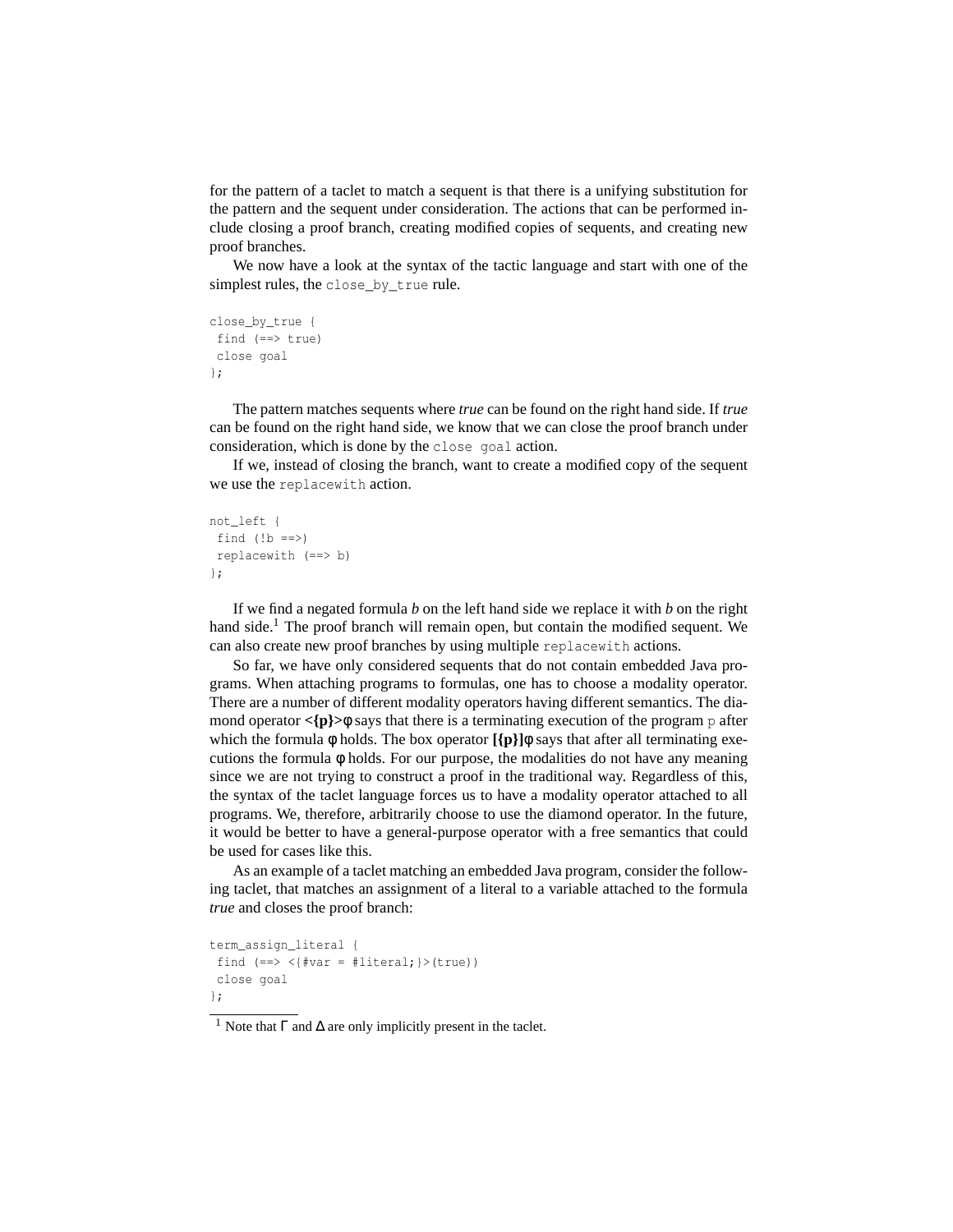for the pattern of a taclet to match a sequent is that there is a unifying substitution for the pattern and the sequent under consideration. The actions that can be performed include closing a proof branch, creating modified copies of sequents, and creating new proof branches.

We now have a look at the syntax of the tactic language and start with one of the simplest rules, the `close_by_true` rule.

```
close_by_true {
 find (==> true)
 close goal
};
```

The pattern matches sequents where *true* can be found on the right hand side. If *true* can be found on the right hand side, we know that we can close the proof branch under consideration, which is done by the `close goal` action.

If we, instead of closing the branch, want to create a modified copy of the sequent we use the `replacewith` action.

```
not_left {
 find (!b ==>)
 replacewith (==> b)
};
```

If we find a negated formula *b* on the left hand side we replace it with *b* on the right hand side.[1] The proof branch will remain open, but contain the modified sequent. We can also create new proof branches by using multiple `replacewith` actions.

So far, we have only considered sequents that do not contain embedded Java programs. When attaching programs to formulas, one has to choose a modality operator. There are a number of different modality operators having different semantics. The diamond operator **<{p}>**$\phi$ says that there is a terminating execution of the program `p` after which the formula $\phi$ holds. The box operator **[{p}]**$\phi$ says that after all terminating executions the formula $\phi$ holds. For our purpose, the modalities do not have any meaning since we are not trying to construct a proof in the traditional way. Regardless of this, the syntax of the taclet language forces us to have a modality operator attached to all programs. We, therefore, arbitrarily choose to use the diamond operator. In the future, it would be better to have a general-purpose operator with a free semantics that could be used for cases like this.

As an example of a taclet matching an embedded Java program, consider the following taclet, that matches an assignment of a literal to a variable attached to the formula *true* and closes the proof branch:

```
term_assign_literal {
 find (==> <{#var = #literal;}>(true))
 close goal
};
```

[1] Note that $\Gamma$ and $\Delta$ are only implicitly present in the taclet.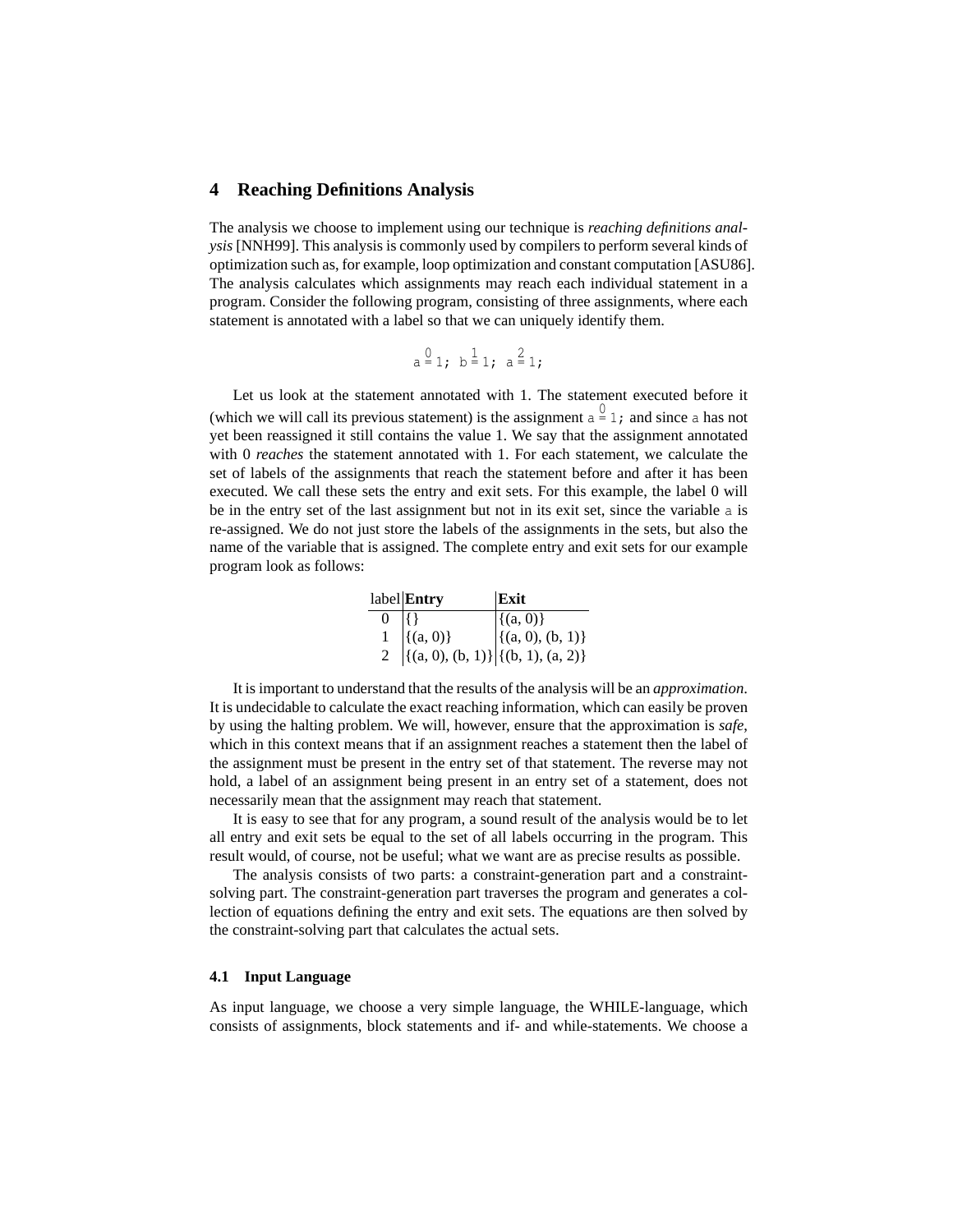## 4 Reaching Definitions Analysis

The analysis we choose to implement using our technique is *reaching definitions analysis* [NNH99]. This analysis is commonly used by compilers to perform several kinds of optimization such as, for example, loop optimization and constant computation [ASU86]. The analysis calculates which assignments may reach each individual statement in a program. Consider the following program, consisting of three assignments, where each statement is annotated with a label so that we can uniquely identify them.

$$\texttt{a} \overset{0}{=} \texttt{1;}\ \ \texttt{b} \overset{1}{=} \texttt{1;}\ \ \texttt{a} \overset{2}{=} \texttt{1;}$$

Let us look at the statement annotated with 1. The statement executed before it (which we will call its previous statement) is the assignment $\texttt{a} \overset{0}{=} \texttt{1;}$ and since `a` has not yet been reassigned it still contains the value 1. We say that the assignment annotated with 0 *reaches* the statement annotated with 1. For each statement, we calculate the set of labels of the assignments that reach the statement before and after it has been executed. We call these sets the entry and exit sets. For this example, the label 0 will be in the entry set of the last assignment but not in its exit set, since the variable `a` is re-assigned. We do not just store the labels of the assignments in the sets, but also the name of the variable that is assigned. The complete entry and exit sets for our example program look as follows:

| label | **Entry** | **Exit** |
|---|---|---|
| 0 | {} | {(a, 0)} |
| 1 | {(a, 0)} | {(a, 0), (b, 1)} |
| 2 | {(a, 0), (b, 1)} | {(b, 1), (a, 2)} |

It is important to understand that the results of the analysis will be an *approximation*. It is undecidable to calculate the exact reaching information, which can easily be proven by using the halting problem. We will, however, ensure that the approximation is *safe*, which in this context means that if an assignment reaches a statement then the label of the assignment must be present in the entry set of that statement. The reverse may not hold, a label of an assignment being present in an entry set of a statement, does not necessarily mean that the assignment may reach that statement.

It is easy to see that for any program, a sound result of the analysis would be to let all entry and exit sets be equal to the set of all labels occurring in the program. This result would, of course, not be useful; what we want are as precise results as possible.

The analysis consists of two parts: a constraint-generation part and a constraint-solving part. The constraint-generation part traverses the program and generates a collection of equations defining the entry and exit sets. The equations are then solved by the constraint-solving part that calculates the actual sets.

### 4.1 Input Language

As input language, we choose a very simple language, the WHILE-language, which consists of assignments, block statements and if- and while-statements. We choose a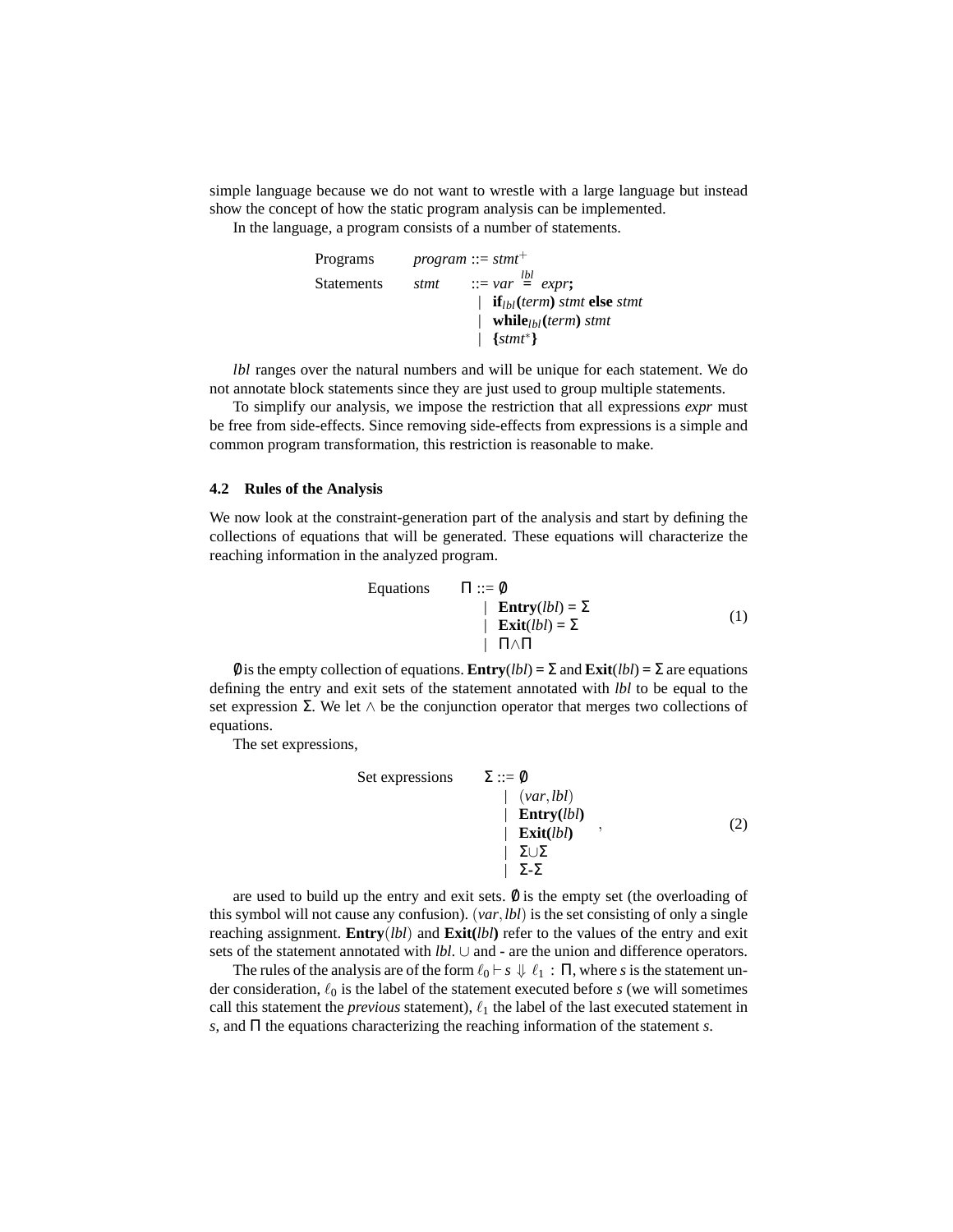simple language because we do not want to wrestle with a large language but instead show the concept of how the static program analysis can be implemented.

In the language, a program consists of a number of statements.

$$
\begin{array}{lll}
\text{Programs} & \textit{program} & ::= \textit{stmt}^{+} \\
\text{Statements} & \textit{stmt} & ::= \textit{var} \overset{\textit{lbl}}{=} \textit{expr}\textbf{;} \\
 & & \quad | \ \ \textbf{if}_{\textit{lbl}}\textbf{(}\textit{term}\textbf{)}\ \textit{stmt}\ \textbf{else}\ \textit{stmt} \\
 & & \quad | \ \ \textbf{while}_{\textit{lbl}}\textbf{(}\textit{term}\textbf{)}\ \textit{stmt} \\
 & & \quad | \ \ \textbf{\{}\textit{stmt}^{*}\textbf{\}}
\end{array}
$$

*lbl* ranges over the natural numbers and will be unique for each statement. We do not annotate block statements since they are just used to group multiple statements.

To simplify our analysis, we impose the restriction that all expressions *expr* must be free from side-effects. Since removing side-effects from expressions is a simple and common program transformation, this restriction is reasonable to make.

### 4.2 Rules of the Analysis

We now look at the constraint-generation part of the analysis and start by defining the collections of equations that will be generated. These equations will characterize the reaching information in the analyzed program.

$$
\begin{array}{ll}
\text{Equations} & \Pi ::= \emptyset \\
 & \quad | \ \ \textbf{Entry}(\textit{lbl}) = \Sigma \\
 & \quad | \ \ \textbf{Exit}(\textit{lbl}) = \Sigma \\
 & \quad | \ \ \Pi \wedge \Pi
\end{array}
\tag{1}
$$

$\emptyset$ is the empty collection of equations. $\textbf{Entry}(\textit{lbl}) = \Sigma$ and $\textbf{Exit}(\textit{lbl}) = \Sigma$ are equations defining the entry and exit sets of the statement annotated with *lbl* to be equal to the set expression $\Sigma$. We let $\wedge$ be the conjunction operator that merges two collections of equations.

The set expressions,

$$
\begin{array}{ll}
\text{Set expressions} & \Sigma ::= \emptyset \\
 & \quad | \ \ (\textit{var}, \textit{lbl}) \\
 & \quad | \ \ \textbf{Entry(}\textit{lbl}\textbf{)} \\
 & \quad | \ \ \textbf{Exit(}\textit{lbl}\textbf{)} \\
 & \quad | \ \ \Sigma \cup \Sigma \\
 & \quad | \ \ \Sigma\text{-}\Sigma
\end{array}
\quad ,
\tag{2}
$$

are used to build up the entry and exit sets. $\emptyset$ is the empty set (the overloading of this symbol will not cause any confusion). $(\textit{var}, \textit{lbl})$ is the set consisting of only a single reaching assignment. $\textbf{Entry}(\textit{lbl})$ and $\textbf{Exit(}\textit{lbl}\textbf{)}$ refer to the values of the entry and exit sets of the statement annotated with *lbl*. $\cup$ and - are the union and difference operators.

The rules of the analysis are of the form $\ell_0 \vdash s \Downarrow \ell_1 : \Pi$, where *s* is the statement under consideration, $\ell_0$ is the label of the statement executed before *s* (we will sometimes call this statement the *previous* statement), $\ell_1$ the label of the last executed statement in *s*, and $\Pi$ the equations characterizing the reaching information of the statement *s*.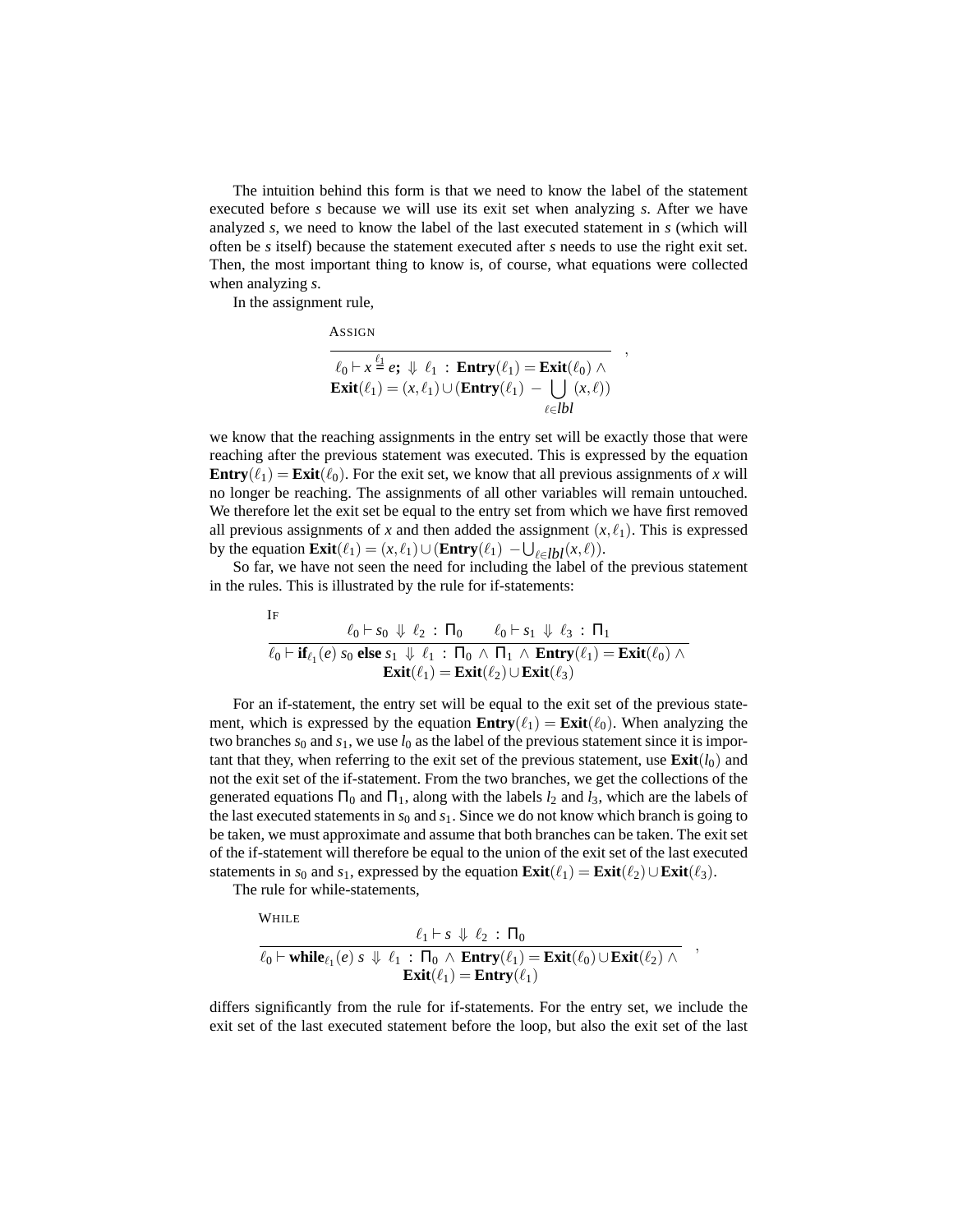The intuition behind this form is that we need to know the label of the statement executed before $s$ because we will use its exit set when analyzing $s$. After we have analyzed $s$, we need to know the label of the last executed statement in $s$ (which will often be $s$ itself) because the statement executed after $s$ needs to use the right exit set. Then, the most important thing to know is, of course, what equations were collected when analyzing $s$.

In the assignment rule,

$$\textsc{Assign}\quad \frac{}{\begin{array}{c}\ell_0 \vdash x \overset{\ell_1}{=} e\textbf{;} \Downarrow \ell_1 \,:\, \textbf{Entry}(\ell_1) = \textbf{Exit}(\ell_0) \wedge \\ \textbf{Exit}(\ell_1) = (x,\ell_1) \cup (\textbf{Entry}(\ell_1) - \bigcup_{\ell \in lbl} (x,\ell))\end{array}} \quad ,$$

we know that the reaching assignments in the entry set will be exactly those that were reaching after the previous statement was executed. This is expressed by the equation $\textbf{Entry}(\ell_1) = \textbf{Exit}(\ell_0)$. For the exit set, we know that all previous assignments of $x$ will no longer be reaching. The assignments of all other variables will remain untouched. We therefore let the exit set be equal to the entry set from which we have first removed all previous assignments of $x$ and then added the assignment $(x,\ell_1)$. This is expressed by the equation $\textbf{Exit}(\ell_1) = (x,\ell_1) \cup (\textbf{Entry}(\ell_1) - \bigcup_{\ell \in lbl}(x,\ell))$.

So far, we have not seen the need for including the label of the previous statement in the rules. This is illustrated by the rule for if-statements:

$$\textsc{If}\quad \frac{\ell_0 \vdash s_0 \Downarrow \ell_2 \,:\, \Pi_0 \qquad \ell_0 \vdash s_1 \Downarrow \ell_3 \,:\, \Pi_1}{\begin{array}{c}\ell_0 \vdash \textbf{if}_{\ell_1}(e)\; s_0 \;\textbf{else}\; s_1 \Downarrow \ell_1 \,:\, \Pi_0 \wedge \Pi_1 \wedge \textbf{Entry}(\ell_1) = \textbf{Exit}(\ell_0) \wedge \\ \textbf{Exit}(\ell_1) = \textbf{Exit}(\ell_2) \cup \textbf{Exit}(\ell_3)\end{array}}$$

For an if-statement, the entry set will be equal to the exit set of the previous statement, which is expressed by the equation $\textbf{Entry}(\ell_1) = \textbf{Exit}(\ell_0)$. When analyzing the two branches $s_0$ and $s_1$, we use $l_0$ as the label of the previous statement since it is important that they, when referring to the exit set of the previous statement, use $\textbf{Exit}(l_0)$ and not the exit set of the if-statement. From the two branches, we get the collections of the generated equations $\Pi_0$ and $\Pi_1$, along with the labels $l_2$ and $l_3$, which are the labels of the last executed statements in $s_0$ and $s_1$. Since we do not know which branch is going to be taken, we must approximate and assume that both branches can be taken. The exit set of the if-statement will therefore be equal to the union of the exit set of the last executed statements in $s_0$ and $s_1$, expressed by the equation $\textbf{Exit}(\ell_1) = \textbf{Exit}(\ell_2) \cup \textbf{Exit}(\ell_3)$.

The rule for while-statements,

$$\textsc{While}\quad \frac{\ell_1 \vdash s \Downarrow \ell_2 \,:\, \Pi_0}{\begin{array}{c}\ell_0 \vdash \textbf{while}_{\ell_1}(e)\; s \Downarrow \ell_1 \,:\, \Pi_0 \wedge \textbf{Entry}(\ell_1) = \textbf{Exit}(\ell_0) \cup \textbf{Exit}(\ell_2) \wedge \\ \textbf{Exit}(\ell_1) = \textbf{Entry}(\ell_1)\end{array}} \quad ,$$

differs significantly from the rule for if-statements. For the entry set, we include the exit set of the last executed statement before the loop, but also the exit set of the last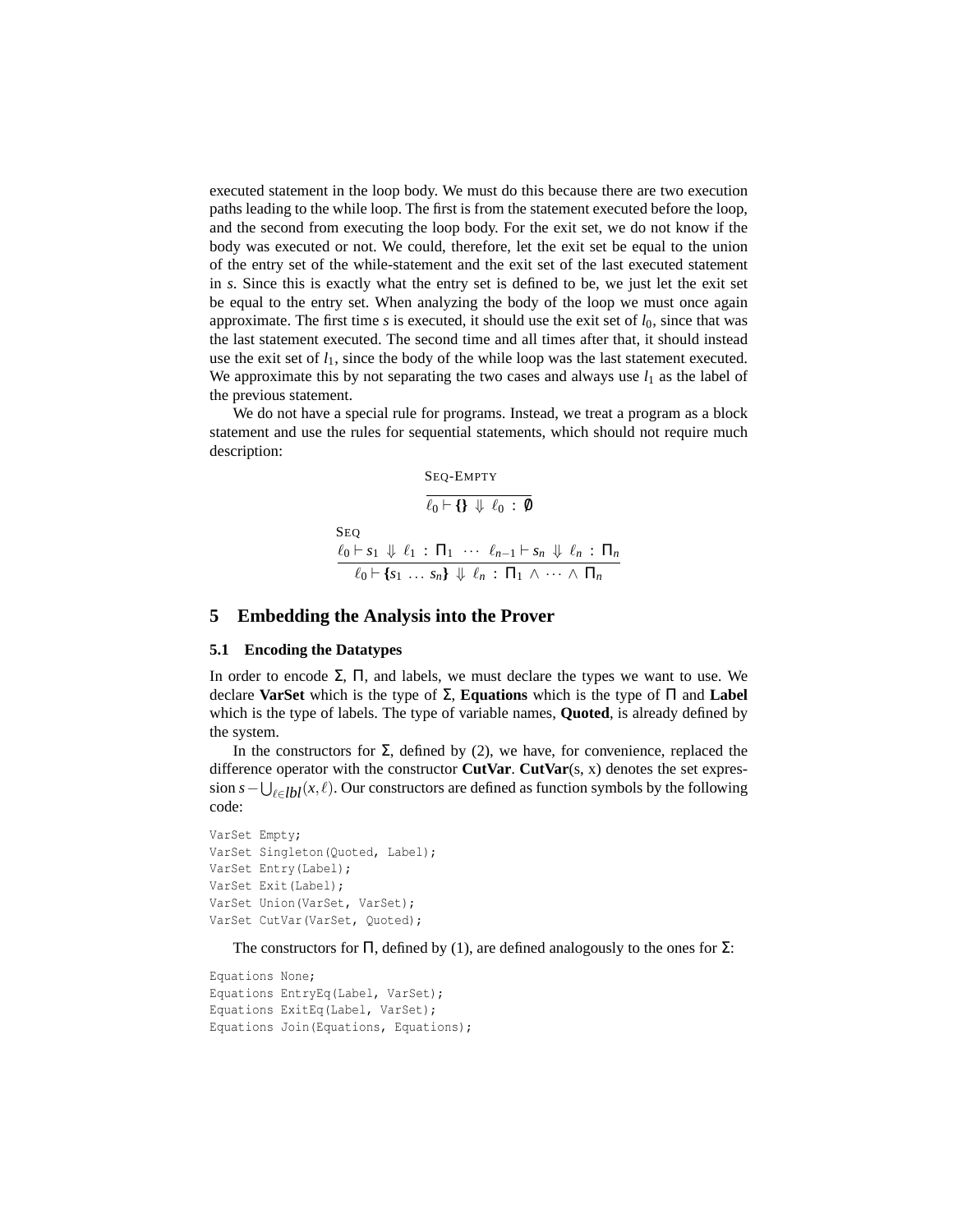executed statement in the loop body. We must do this because there are two execution paths leading to the while loop. The first is from the statement executed before the loop, and the second from executing the loop body. For the exit set, we do not know if the body was executed or not. We could, therefore, let the exit set be equal to the union of the entry set of the while-statement and the exit set of the last executed statement in $s$. Since this is exactly what the entry set is defined to be, we just let the exit set be equal to the entry set. When analyzing the body of the loop we must once again approximate. The first time $s$ is executed, it should use the exit set of $l_0$, since that was the last statement executed. The second time and all times after that, it should instead use the exit set of $l_1$, since the body of the while loop was the last statement executed. We approximate this by not separating the two cases and always use $l_1$ as the label of the previous statement.

We do not have a special rule for programs. Instead, we treat a program as a block statement and use the rules for sequential statements, which should not require much description:

$$\textsc{Seq-Empty}\quad \frac{}{\ell_0 \vdash \texttt{\{\}} \Downarrow \ell_0 \,:\, \emptyset}$$

$$\textsc{Seq}\quad \frac{\ell_0 \vdash s_1 \Downarrow \ell_1 \,:\, \Pi_1 \quad \cdots \quad \ell_{n-1} \vdash s_n \Downarrow \ell_n \,:\, \Pi_n}{\ell_0 \vdash \texttt{\{}s_1 \, \ldots \, s_n\texttt{\}} \Downarrow \ell_n \,:\, \Pi_1 \wedge \cdots \wedge \Pi_n}$$

## 5 Embedding the Analysis into the Prover

### 5.1 Encoding the Datatypes

In order to encode $\Sigma$, $\Pi$, and labels, we must declare the types we want to use. We declare **VarSet** which is the type of $\Sigma$, **Equations** which is the type of $\Pi$ and **Label** which is the type of labels. The type of variable names, **Quoted**, is already defined by the system.

In the constructors for $\Sigma$, defined by (2), we have, for convenience, replaced the difference operator with the constructor **CutVar**. **CutVar**(s, x) denotes the set expression $s - \bigcup_{\ell \in lbl}(x, \ell)$. Our constructors are defined as function symbols by the following code:

```
VarSet Empty;
VarSet Singleton(Quoted, Label);
VarSet Entry(Label);
VarSet Exit(Label);
VarSet Union(VarSet, VarSet);
VarSet CutVar(VarSet, Quoted);
```

The constructors for $\Pi$, defined by (1), are defined analogously to the ones for $\Sigma$:

```
Equations None;
Equations EntryEq(Label, VarSet);
Equations ExitEq(Label, VarSet);
Equations Join(Equations, Equations);
```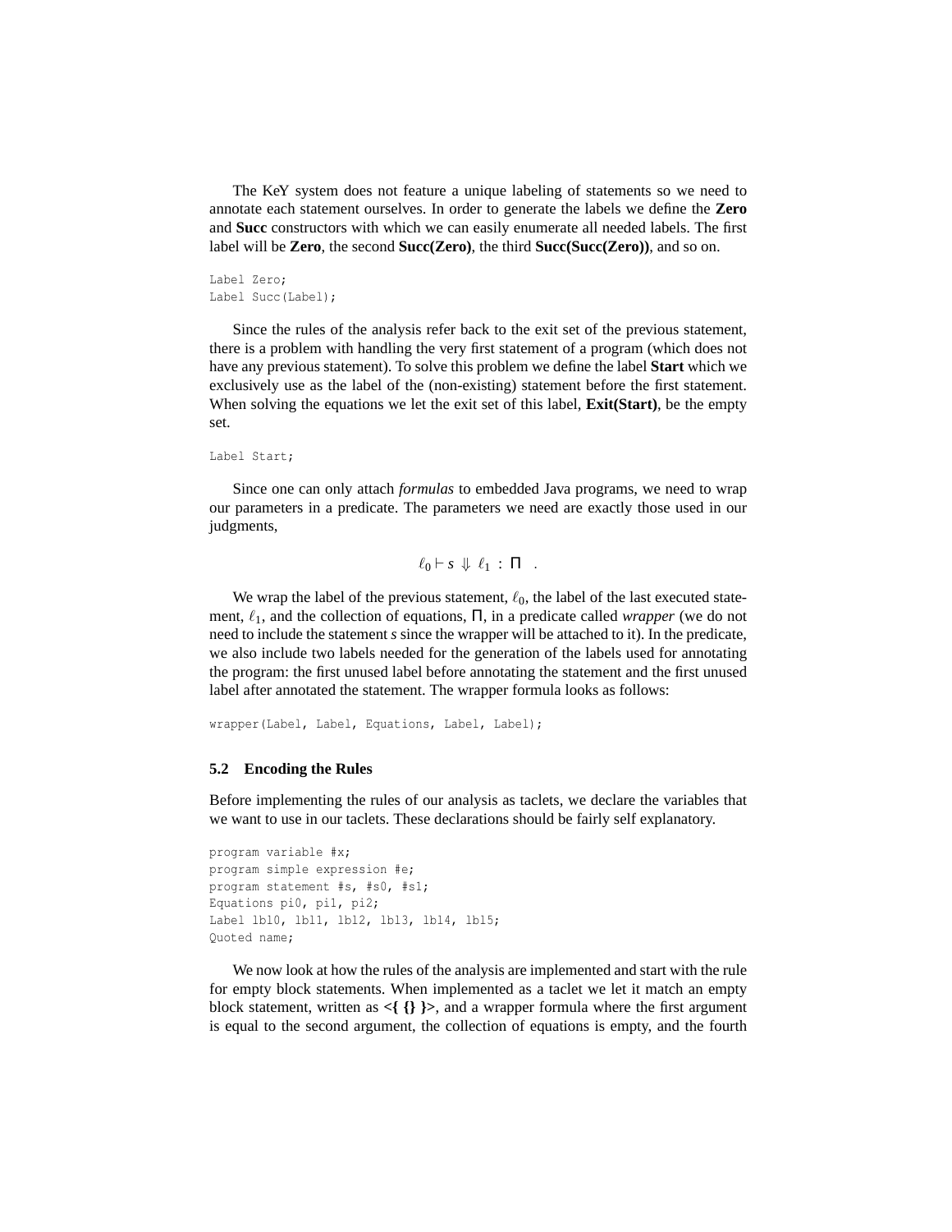The KeY system does not feature a unique labeling of statements so we need to annotate each statement ourselves. In order to generate the labels we define the **Zero** and **Succ** constructors with which we can easily enumerate all needed labels. The first label will be **Zero**, the second **Succ(Zero)**, the third **Succ(Succ(Zero))**, and so on.

```
Label Zero;
Label Succ(Label);
```

Since the rules of the analysis refer back to the exit set of the previous statement, there is a problem with handling the very first statement of a program (which does not have any previous statement). To solve this problem we define the label **Start** which we exclusively use as the label of the (non-existing) statement before the first statement. When solving the equations we let the exit set of this label, **Exit(Start)**, be the empty set.

```
Label Start;
```

Since one can only attach *formulas* to embedded Java programs, we need to wrap our parameters in a predicate. The parameters we need are exactly those used in our judgments,

$$\ell_0 \vdash s \Downarrow \ell_1 : \Pi \quad .$$

We wrap the label of the previous statement, $\ell_0$, the label of the last executed statement, $\ell_1$, and the collection of equations, $\Pi$, in a predicate called *wrapper* (we do not need to include the statement $s$ since the wrapper will be attached to it). In the predicate, we also include two labels needed for the generation of the labels used for annotating the program: the first unused label before annotating the statement and the first unused label after annotated the statement. The wrapper formula looks as follows:

```
wrapper(Label, Label, Equations, Label, Label);
```

### 5.2 Encoding the Rules

Before implementing the rules of our analysis as taclets, we declare the variables that we want to use in our taclets. These declarations should be fairly self explanatory.

```
program variable #x;
program simple expression #e;
program statement #s, #s0, #s1;
Equations pi0, pi1, pi2;
Label lbl0, lbl1, lbl2, lbl3, lbl4, lbl5;
Quoted name;
```

We now look at how the rules of the analysis are implemented and start with the rule for empty block statements. When implemented as a taclet we let it match an empty block statement, written as **<{ {} }>**, and a wrapper formula where the first argument is equal to the second argument, the collection of equations is empty, and the fourth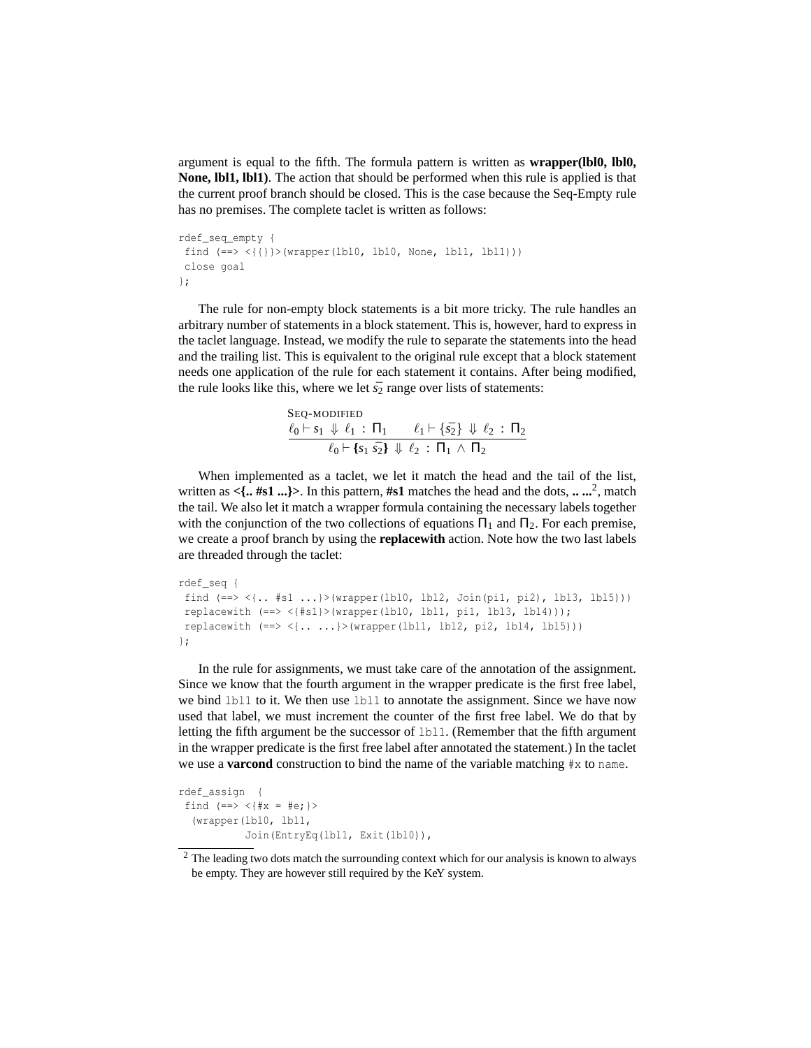argument is equal to the fifth. The formula pattern is written as **wrapper(lbl0, lbl0, None, lbl1, lbl1)**. The action that should be performed when this rule is applied is that the current proof branch should be closed. This is the case because the Seq-Empty rule has no premises. The complete taclet is written as follows:

```
rdef_seq_empty {
 find (==> <{{}}>(wrapper(lbl0, lbl0, None, lbl1, lbl1)))
 close goal
};
```

The rule for non-empty block statements is a bit more tricky. The rule handles an arbitrary number of statements in a block statement. This is, however, hard to express in the taclet language. Instead, we modify the rule to separate the statements into the head and the trailing list. This is equivalent to the original rule except that a block statement needs one application of the rule for each statement it contains. After being modified, the rule looks like this, where we let $\bar{s_2}$ range over lists of statements:

$$\textsc{Seq-modified}\quad \frac{\ell_0 \vdash s_1 \Downarrow \ell_1 : \Pi_1 \qquad \ell_1 \vdash \{\bar{s_2}\} \Downarrow \ell_2 : \Pi_2}{\ell_0 \vdash \{s_1\ \bar{s_2}\} \Downarrow \ell_2 : \Pi_1 \wedge \Pi_2}$$

When implemented as a taclet, we let it match the head and the tail of the list, written as **<{.. #s1 ...}>**. In this pattern, **#s1** matches the head and the dots, **.. ...**[2], match the tail. We also let it match a wrapper formula containing the necessary labels together with the conjunction of the two collections of equations $\Pi_1$ and $\Pi_2$. For each premise, we create a proof branch by using the **replacewith** action. Note how the two last labels are threaded through the taclet:

```
rdef_seq {
 find (==> <{.. #s1 ...}>(wrapper(lbl0, lbl2, Join(pi1, pi2), lbl3, lbl5)))
 replacewith (==> <{#s1}>(wrapper(lbl0, lbl1, pi1, lbl3, lbl4)));
 replacewith (==> <{.. ...}>(wrapper(lbl1, lbl2, pi2, lbl4, lbl5)))
};
```

In the rule for assignments, we must take care of the annotation of the assignment. Since we know that the fourth argument in the wrapper predicate is the first free label, we bind `lbl1` to it. We then use `lbl1` to annotate the assignment. Since we have now used that label, we must increment the counter of the first free label. We do that by letting the fifth argument be the successor of `lbl1`. (Remember that the fifth argument in the wrapper predicate is the first free label after annotated the statement.) In the taclet we use a **varcond** construction to bind the name of the variable matching `#x` to `name`.

```
rdef_assign  {
 find (==> <{#x = #e;}>
  (wrapper(lbl0, lbl1,
           Join(EntryEq(lbl1, Exit(lbl0)),
```

[2] The leading two dots match the surrounding context which for our analysis is known to always be empty. They are however still required by the KeY system.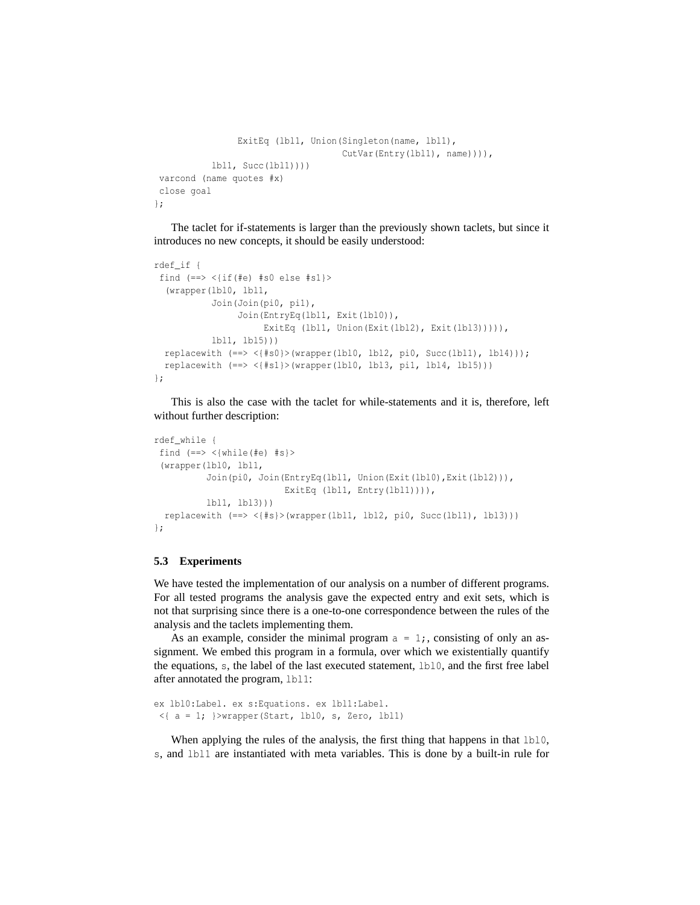```
              ExitEq (lbl1, Union(Singleton(name, lbl1),
                                  CutVar(Entry(lbl1), name)))),
          lbl1, Succ(lbl1))))
 varcond (name quotes #x)
 close goal
};
```

The taclet for if-statements is larger than the previously shown taclets, but since it introduces no new concepts, it should be easily understood:

```
rdef_if {
 find (==> <{if(#e) #s0 else #s1}>
  (wrapper(lbl0, lbl1,
          Join(Join(pi0, pi1),
               Join(EntryEq(lbl1, Exit(lbl0)),
                    ExitEq (lbl1, Union(Exit(lbl2), Exit(lbl3))))),
          lbl1, lbl5)))
  replacewith (==> <{#s0}>(wrapper(lbl0, lbl2, pi0, Succ(lbl1), lbl4)));
  replacewith (==> <{#s1}>(wrapper(lbl0, lbl3, pi1, lbl4, lbl5)))
};
```

This is also the case with the taclet for while-statements and it is, therefore, left without further description:

```
rdef_while {
 find (==> <{while(#e) #s}>
 (wrapper(lbl0, lbl1,
         Join(pi0, Join(EntryEq(lbl1, Union(Exit(lbl0),Exit(lbl2))),
                        ExitEq (lbl1, Entry(lbl1)))),
         lbl1, lbl3)))
  replacewith (==> <{#s}>(wrapper(lbl1, lbl2, pi0, Succ(lbl1), lbl3)))
};
```

### 5.3 Experiments

We have tested the implementation of our analysis on a number of different programs. For all tested programs the analysis gave the expected entry and exit sets, which is not that surprising since there is a one-to-one correspondence between the rules of the analysis and the taclets implementing them.

As an example, consider the minimal program `a = 1;`, consisting of only an assignment. We embed this program in a formula, over which we existentially quantify the equations, `s`, the label of the last executed statement, `lbl0`, and the first free label after annotated the program, `lbl1`:

```
ex lbl0:Label. ex s:Equations. ex lbl1:Label.
 <{ a = 1; }>wrapper(Start, lbl0, s, Zero, lbl1)
```

When applying the rules of the analysis, the first thing that happens in that `lbl0`, `s`, and `lbl1` are instantiated with meta variables. This is done by a built-in rule for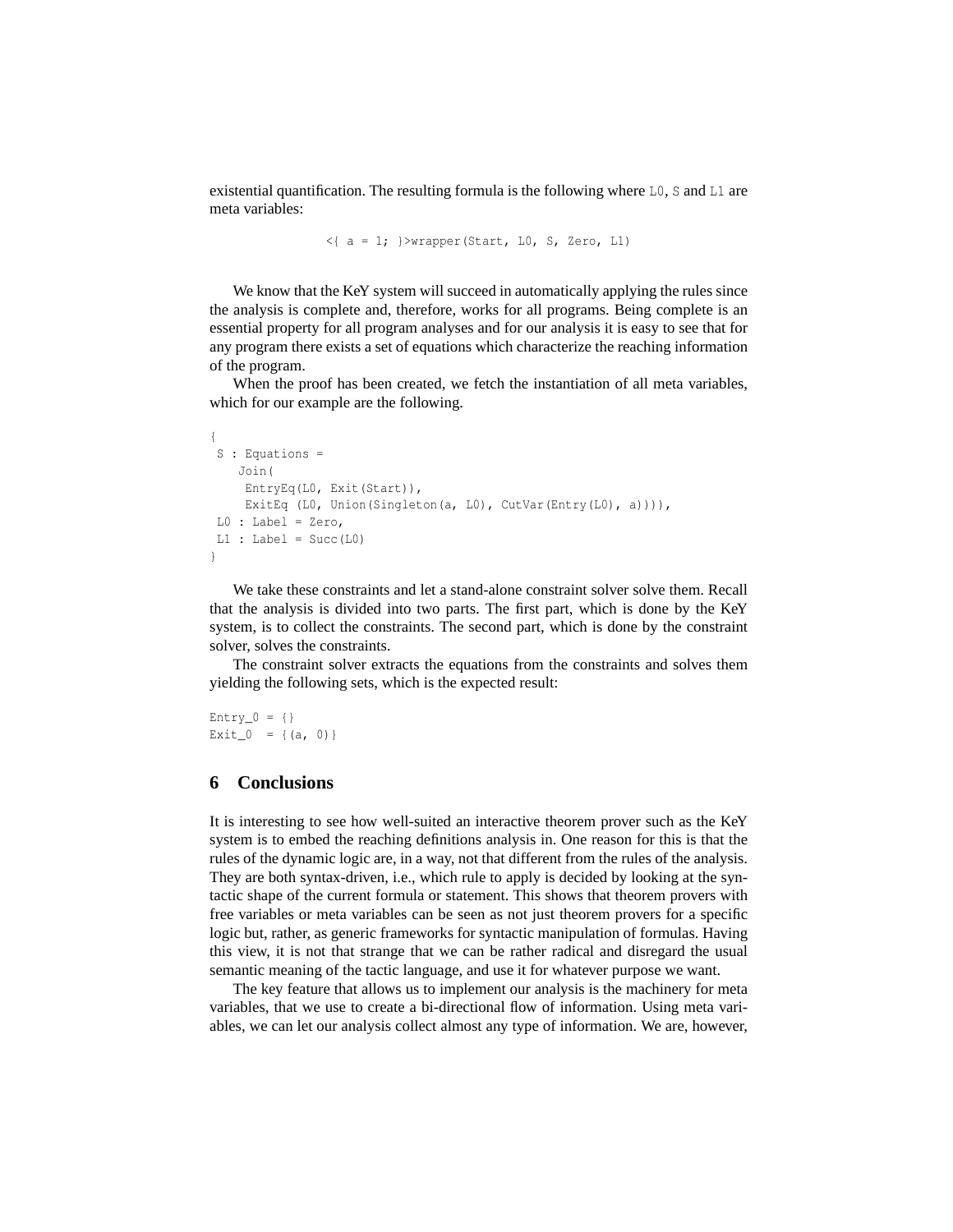existential quantification. The resulting formula is the following where `L0`, `S` and `L1` are meta variables:

```
<{ a = 1; }>wrapper(Start, L0, S, Zero, L1)
```

We know that the KeY system will succeed in automatically applying the rules since the analysis is complete and, therefore, works for all programs. Being complete is an essential property for all program analyses and for our analysis it is easy to see that for any program there exists a set of equations which characterize the reaching information of the program.

When the proof has been created, we fetch the instantiation of all meta variables, which for our example are the following.

```
{
 S : Equations =
    Join(
     EntryEq(L0, Exit(Start)),
     ExitEq (L0, Union(Singleton(a, L0), CutVar(Entry(L0), a)))),
 L0 : Label = Zero,
 L1 : Label = Succ(L0)
}
```

We take these constraints and let a stand-alone constraint solver solve them. Recall that the analysis is divided into two parts. The first part, which is done by the KeY system, is to collect the constraints. The second part, which is done by the constraint solver, solves the constraints.

The constraint solver extracts the equations from the constraints and solves them yielding the following sets, which is the expected result:

```
Entry_0 = {}
Exit_0  = {(a, 0)}
```

## 6 Conclusions

It is interesting to see how well-suited an interactive theorem prover such as the KeY system is to embed the reaching definitions analysis in. One reason for this is that the rules of the dynamic logic are, in a way, not that different from the rules of the analysis. They are both syntax-driven, i.e., which rule to apply is decided by looking at the syntactic shape of the current formula or statement. This shows that theorem provers with free variables or meta variables can be seen as not just theorem provers for a specific logic but, rather, as generic frameworks for syntactic manipulation of formulas. Having this view, it is not that strange that we can be rather radical and disregard the usual semantic meaning of the tactic language, and use it for whatever purpose we want.

The key feature that allows us to implement our analysis is the machinery for meta variables, that we use to create a bi-directional flow of information. Using meta variables, we can let our analysis collect almost any type of information. We are, however,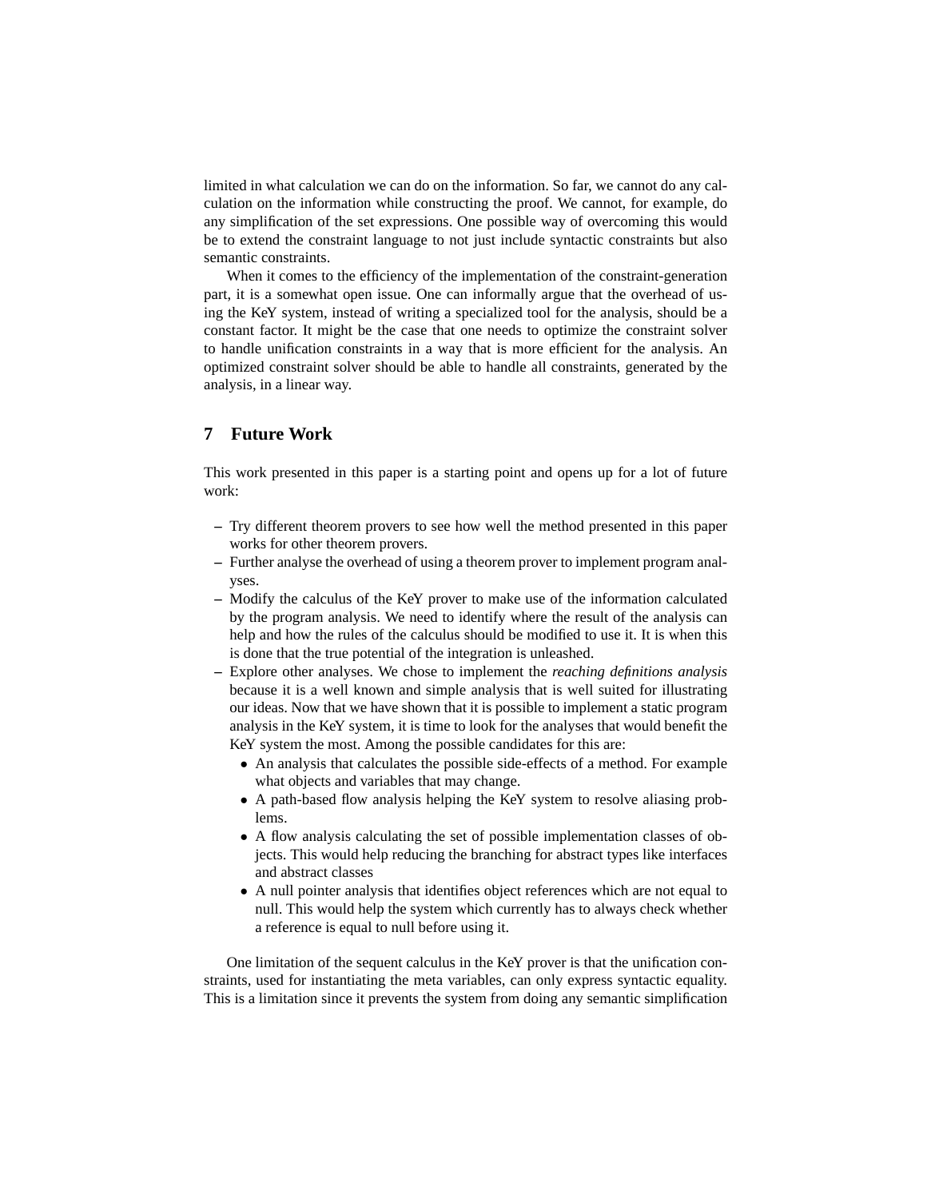limited in what calculation we can do on the information. So far, we cannot do any calculation on the information while constructing the proof. We cannot, for example, do any simplification of the set expressions. One possible way of overcoming this would be to extend the constraint language to not just include syntactic constraints but also semantic constraints.

When it comes to the efficiency of the implementation of the constraint-generation part, it is a somewhat open issue. One can informally argue that the overhead of using the KeY system, instead of writing a specialized tool for the analysis, should be a constant factor. It might be the case that one needs to optimize the constraint solver to handle unification constraints in a way that is more efficient for the analysis. An optimized constraint solver should be able to handle all constraints, generated by the analysis, in a linear way.

## 7 Future Work

This work presented in this paper is a starting point and opens up for a lot of future work:

- Try different theorem provers to see how well the method presented in this paper works for other theorem provers.
- Further analyse the overhead of using a theorem prover to implement program analyses.
- Modify the calculus of the KeY prover to make use of the information calculated by the program analysis. We need to identify where the result of the analysis can help and how the rules of the calculus should be modified to use it. It is when this is done that the true potential of the integration is unleashed.
- Explore other analyses. We chose to implement the *reaching definitions analysis* because it is a well known and simple analysis that is well suited for illustrating our ideas. Now that we have shown that it is possible to implement a static program analysis in the KeY system, it is time to look for the analyses that would benefit the KeY system the most. Among the possible candidates for this are:
  - An analysis that calculates the possible side-effects of a method. For example what objects and variables that may change.
  - A path-based flow analysis helping the KeY system to resolve aliasing problems.
  - A flow analysis calculating the set of possible implementation classes of objects. This would help reducing the branching for abstract types like interfaces and abstract classes
  - A null pointer analysis that identifies object references which are not equal to null. This would help the system which currently has to always check whether a reference is equal to null before using it.

One limitation of the sequent calculus in the KeY prover is that the unification constraints, used for instantiating the meta variables, can only express syntactic equality. This is a limitation since it prevents the system from doing any semantic simplification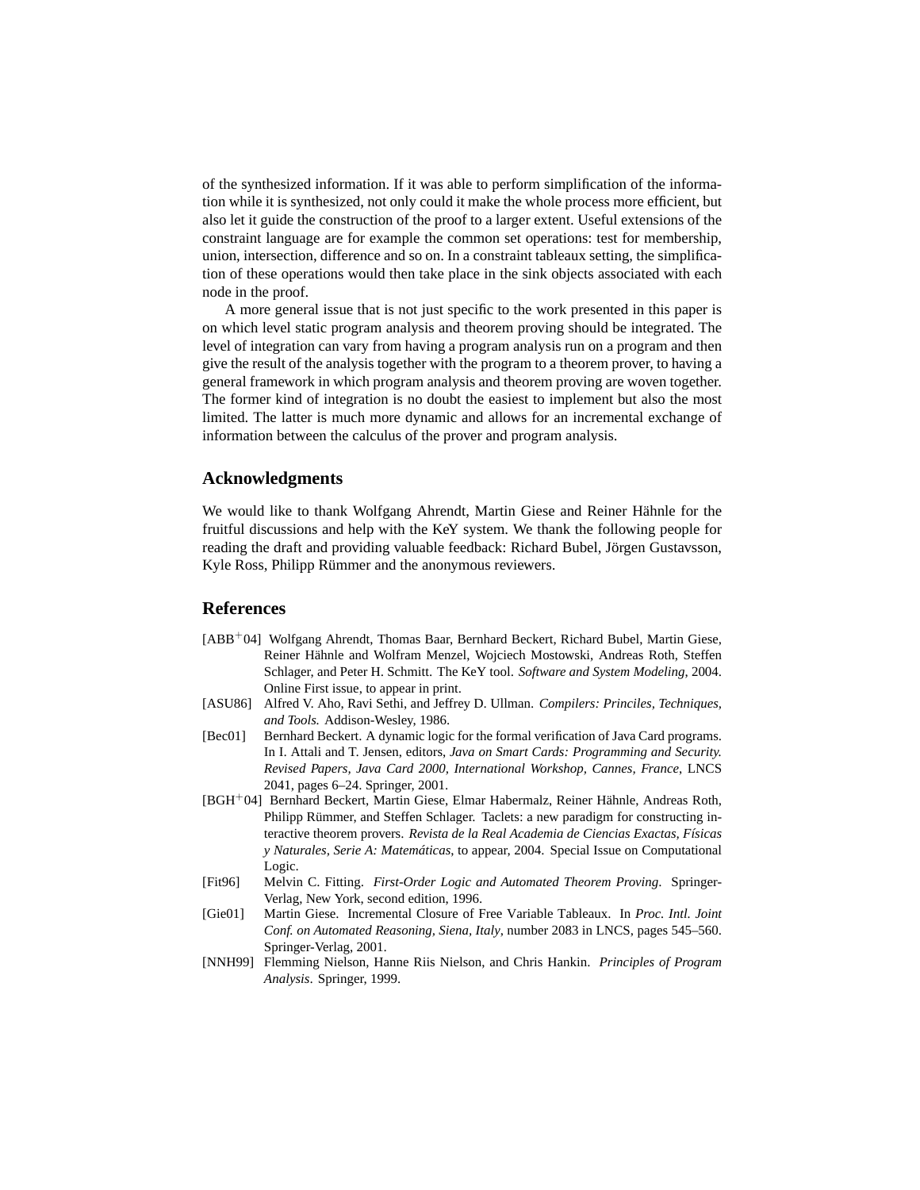of the synthesized information. If it was able to perform simplification of the information while it is synthesized, not only could it make the whole process more efficient, but also let it guide the construction of the proof to a larger extent. Useful extensions of the constraint language are for example the common set operations: test for membership, union, intersection, difference and so on. In a constraint tableaux setting, the simplification of these operations would then take place in the sink objects associated with each node in the proof.

A more general issue that is not just specific to the work presented in this paper is on which level static program analysis and theorem proving should be integrated. The level of integration can vary from having a program analysis run on a program and then give the result of the analysis together with the program to a theorem prover, to having a general framework in which program analysis and theorem proving are woven together. The former kind of integration is no doubt the easiest to implement but also the most limited. The latter is much more dynamic and allows for an incremental exchange of information between the calculus of the prover and program analysis.

## Acknowledgments

We would like to thank Wolfgang Ahrendt, Martin Giese and Reiner Hähnle for the fruitful discussions and help with the KeY system. We thank the following people for reading the draft and providing valuable feedback: Richard Bubel, Jörgen Gustavsson, Kyle Ross, Philipp Rümmer and the anonymous reviewers.

## References

[ABB+04] Wolfgang Ahrendt, Thomas Baar, Bernhard Beckert, Richard Bubel, Martin Giese, Reiner Hähnle and Wolfram Menzel, Wojciech Mostowski, Andreas Roth, Steffen Schlager, and Peter H. Schmitt. The KeY tool. *Software and System Modeling*, 2004. Online First issue, to appear in print.

[ASU86] Alfred V. Aho, Ravi Sethi, and Jeffrey D. Ullman. *Compilers: Princiles, Techniques, and Tools.* Addison-Wesley, 1986.

[Bec01] Bernhard Beckert. A dynamic logic for the formal verification of Java Card programs. In I. Attali and T. Jensen, editors, *Java on Smart Cards: Programming and Security. Revised Papers, Java Card 2000, International Workshop, Cannes, France*, LNCS 2041, pages 6–24. Springer, 2001.

[BGH+04] Bernhard Beckert, Martin Giese, Elmar Habermalz, Reiner Hähnle, Andreas Roth, Philipp Rümmer, and Steffen Schlager. Taclets: a new paradigm for constructing interactive theorem provers. *Revista de la Real Academia de Ciencias Exactas, Físicas y Naturales, Serie A: Matemáticas*, to appear, 2004. Special Issue on Computational Logic.

[Fit96] Melvin C. Fitting. *First-Order Logic and Automated Theorem Proving*. Springer-Verlag, New York, second edition, 1996.

[Gie01] Martin Giese. Incremental Closure of Free Variable Tableaux. In *Proc. Intl. Joint Conf. on Automated Reasoning, Siena, Italy*, number 2083 in LNCS, pages 545–560. Springer-Verlag, 2001.

[NNH99] Flemming Nielson, Hanne Riis Nielson, and Chris Hankin. *Principles of Program Analysis*. Springer, 1999.